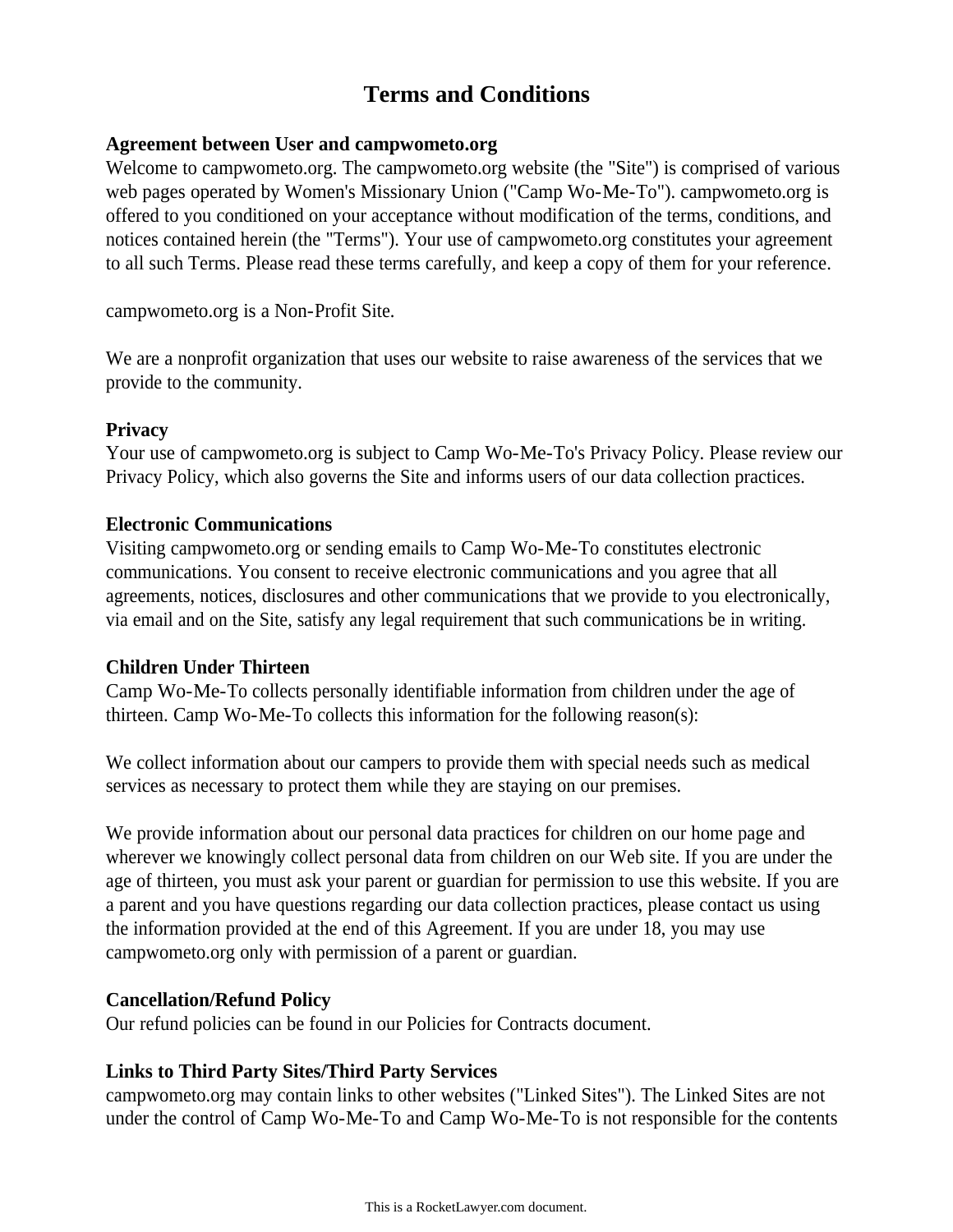# Terms and Conditions

**Agreement between User and campwometo.org**

Welcome to campwometo.org. The campwometo.org website (the "Site") is comprised of various web pages operated by Women's Missionary Union ("Camp Wo-Me-To"). campwometo.org is offered to you conditioned on your acceptance without modification of the terms, conditions, and notices contained herein (the "Terms"). Your use of campwometo.org constitutes your agreement to all such Terms. Please read these terms carefully, and keep a copy of them for your reference.

campwometo.org is a Non-Profit Site.

We are a nonprofit organization that uses our website to raise awareness of the services that we provide to the community.

**Privacy**

Your use of campwometo.org is subject to Camp Wo-Me-To's Privacy Policy. Please review our Privacy Policy, which also governs the Site and informs users of our data collection practices.

**Electronic Communications**

Visiting campwometo.org or sending emails to Camp Wo-Me-To constitutes electronic communications. You consent to receive electronic communications and you agree that all agreements, notices, disclosures and other communications that we provide to you electronically, via email and on the Site, satisfy any legal requirement that such communications be in writing.

**Children Under Thirteen**

Camp Wo-Me-To collects personally identifiable information from children under the age of thirteen. Camp Wo-Me-To collects this information for the following reason(s):

We collect information about our campers to provide them with special needs such as medical services as necessary to protect them while they are staying on our premises.

We provide information about our personal data practices for children on our home page and wherever we knowingly collect personal data from children on our Web site. If you are under the age of thirteen, you must ask your parent or guardian for permission to use this website. If you are a parent and you have questions regarding our data collection practices, please contact us using the information provided at the end of this Agreement. If you are under 18, you may use campwometo.org only with permission of a parent or guardian.

**Cancellation/Refund Policy**

Our refund policies can be found in our Policies for Contracts document.

**Links to Third Party Sites/Third Party Services**

campwometo.org may contain links to other websites ("Linked Sites"). The Linked Sites are not under the control of Camp Wo-Me-To and Camp Wo-Me-To is not responsible for the contents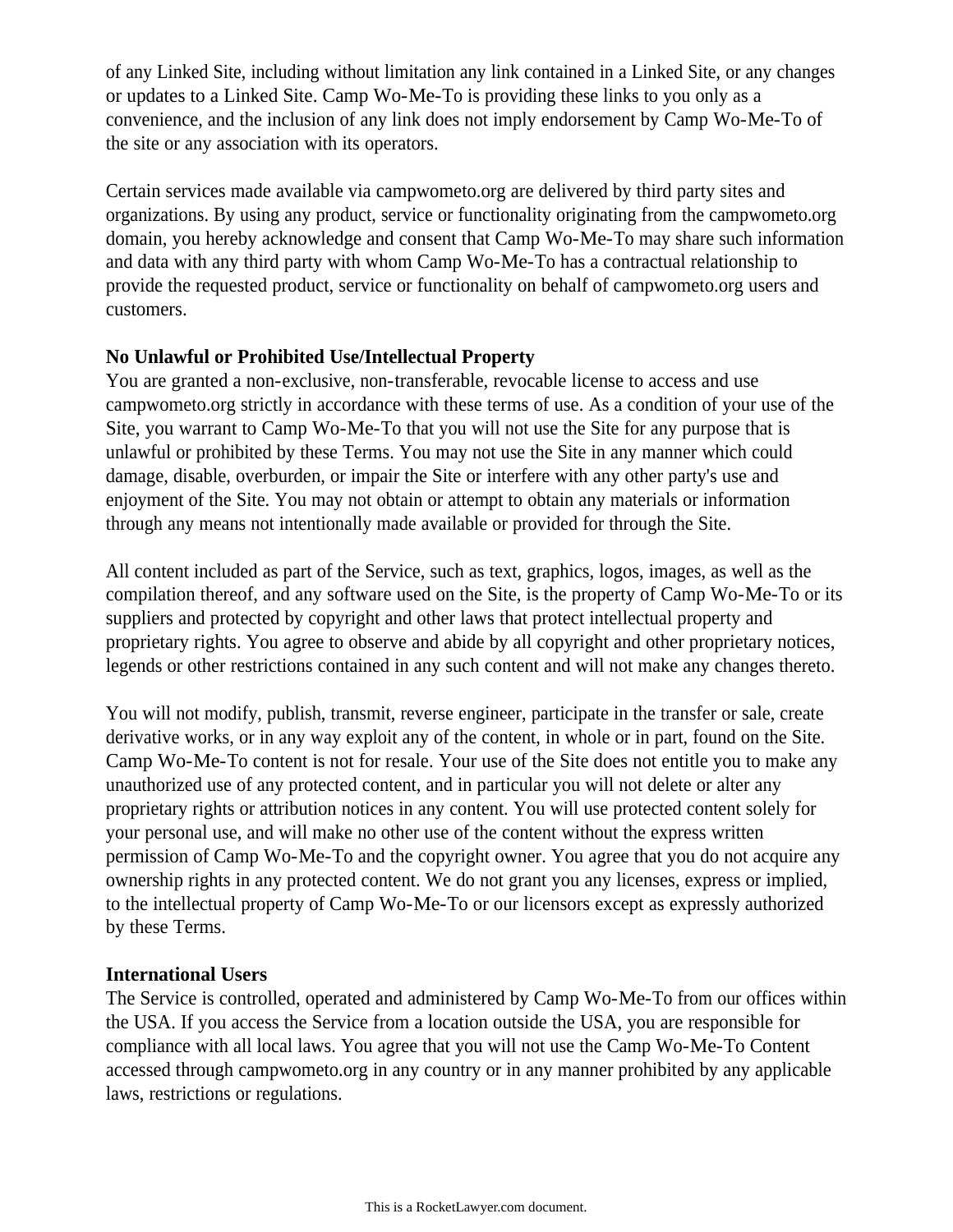of any Linked Site, including without limitation any link contained in a Linked Site, or any changes or updates to a Linked Site. Camp Wo-Me-To is providing these links to you only as a convenience, and the inclusion of any link does not imply endorsement by Camp Wo-Me-To of the site or any association with its operators.

Certain services made available via campwometo.org are delivered by third party sites and organizations. By using any product, service or functionality originating from the campwometo.org domain, you hereby acknowledge and consent that Camp Wo-Me-To may share such information and data with any third party with whom Camp Wo-Me-To has a contractual relationship to provide the requested product, service or functionality on behalf of campwometo.org users and customers.

**No Unlawful or Prohibited Use/Intellectual Property**

You are granted a non-exclusive, non-transferable, revocable license to access and use campwometo.org strictly in accordance with these terms of use. As a condition of your use of the Site, you warrant to Camp Wo-Me-To that you will not use the Site for any purpose that is unlawful or prohibited by these Terms. You may not use the Site in any manner which could damage, disable, overburden, or impair the Site or interfere with any other party's use and enjoyment of the Site. You may not obtain or attempt to obtain any materials or information through any means not intentionally made available or provided for through the Site.

All content included as part of the Service, such as text, graphics, logos, images, as well as the compilation thereof, and any software used on the Site, is the property of Camp Wo-Me-To or its suppliers and protected by copyright and other laws that protect intellectual property and proprietary rights. You agree to observe and abide by all copyright and other proprietary notices, legends or other restrictions contained in any such content and will not make any changes thereto.

You will not modify, publish, transmit, reverse engineer, participate in the transfer or sale, create derivative works, or in any way exploit any of the content, in whole or in part, found on the Site. Camp Wo-Me-To content is not for resale. Your use of the Site does not entitle you to make any unauthorized use of any protected content, and in particular you will not delete or alter any proprietary rights or attribution notices in any content. You will use protected content solely for your personal use, and will make no other use of the content without the express written permission of Camp Wo-Me-To and the copyright owner. You agree that you do not acquire any ownership rights in any protected content. We do not grant you any licenses, express or implied, to the intellectual property of Camp Wo-Me-To or our licensors except as expressly authorized by these Terms.

**International Users**

The Service is controlled, operated and administered by Camp Wo-Me-To from our offices within the USA. If you access the Service from a location outside the USA, you are responsible for compliance with all local laws. You agree that you will not use the Camp Wo-Me-To Content accessed through campwometo.org in any country or in any manner prohibited by any applicable laws, restrictions or regulations.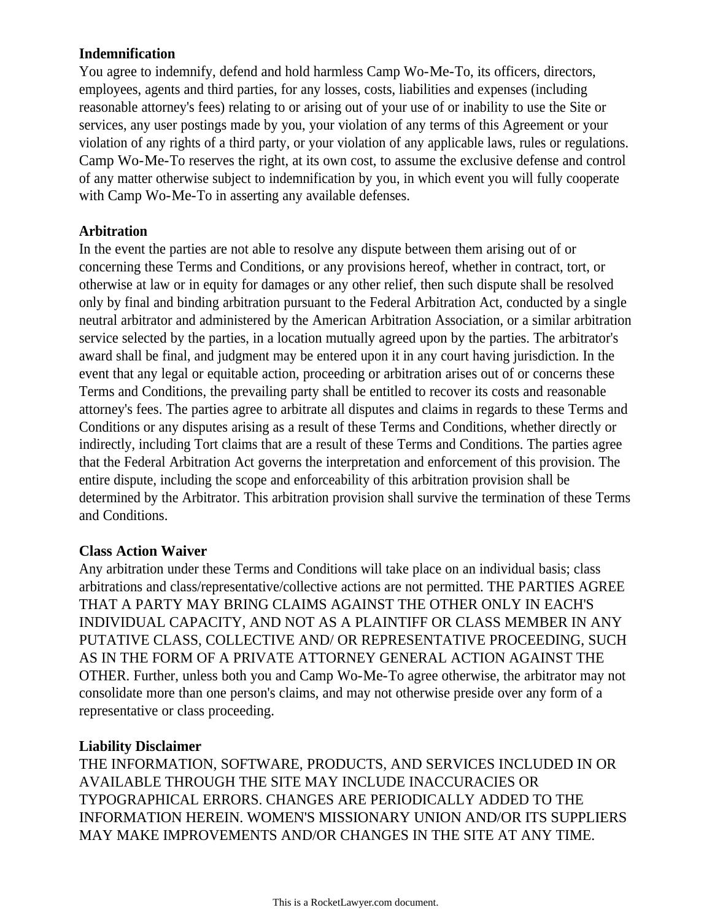**Indemnification**

You agree to indemnify, defend and hold harmless Camp Wo-Me-To, its officers, directors, employees, agents and third parties, for any losses, costs, liabilities and expenses (including reasonable attorney's fees) relating to or arising out of your use of or inability to use the Site or services, any user postings made by you, your violation of any terms of this Agreement or your violation of any rights of a third party, or your violation of any applicable laws, rules or regulations. Camp Wo-Me-To reserves the right, at its own cost, to assume the exclusive defense and control of any matter otherwise subject to indemnification by you, in which event you will fully cooperate with Camp Wo-Me-To in asserting any available defenses.

**Arbitration**

In the event the parties are not able to resolve any dispute between them arising out of or concerning these Terms and Conditions, or any provisions hereof, whether in contract, tort, or otherwise at law or in equity for damages or any other relief, then such dispute shall be resolved only by final and binding arbitration pursuant to the Federal Arbitration Act, conducted by a single neutral arbitrator and administered by the American Arbitration Association, or a similar arbitration service selected by the parties, in a location mutually agreed upon by the parties. The arbitrator's award shall be final, and judgment may be entered upon it in any court having jurisdiction. In the event that any legal or equitable action, proceeding or arbitration arises out of or concerns these Terms and Conditions, the prevailing party shall be entitled to recover its costs and reasonable attorney's fees. The parties agree to arbitrate all disputes and claims in regards to these Terms and Conditions or any disputes arising as a result of these Terms and Conditions, whether directly or indirectly, including Tort claims that are a result of these Terms and Conditions. The parties agree that the Federal Arbitration Act governs the interpretation and enforcement of this provision. The entire dispute, including the scope and enforceability of this arbitration provision shall be determined by the Arbitrator. This arbitration provision shall survive the termination of these Terms and Conditions.

**Class Action Waiver**

Any arbitration under these Terms and Conditions will take place on an individual basis; class arbitrations and class/representative/collective actions are not permitted. THE PARTIES AGREE THAT A PARTY MAY BRING CLAIMS AGAINST THE OTHER ONLY IN EACH'S INDIVIDUAL CAPACITY, AND NOT AS A PLAINTIFF OR CLASS MEMBER IN ANY PUTATIVE CLASS, COLLECTIVE AND/ OR REPRESENTATIVE PROCEEDING, SUCH AS IN THE FORM OF A PRIVATE ATTORNEY GENERAL ACTION AGAINST THE OTHER. Further, unless both you and Camp Wo-Me-To agree otherwise, the arbitrator may not consolidate more than one person's claims, and may not otherwise preside over any form of a representative or class proceeding.

**Liability Disclaimer**

THE INFORMATION, SOFTWARE, PRODUCTS, AND SERVICES INCLUDED IN OR AVAILABLE THROUGH THE SITE MAY INCLUDE INACCURACIES OR TYPOGRAPHICAL ERRORS. CHANGES ARE PERIODICALLY ADDED TO THE INFORMATION HEREIN. WOMEN'S MISSIONARY UNION AND/OR ITS SUPPLIERS MAY MAKE IMPROVEMENTS AND/OR CHANGES IN THE SITE AT ANY TIME.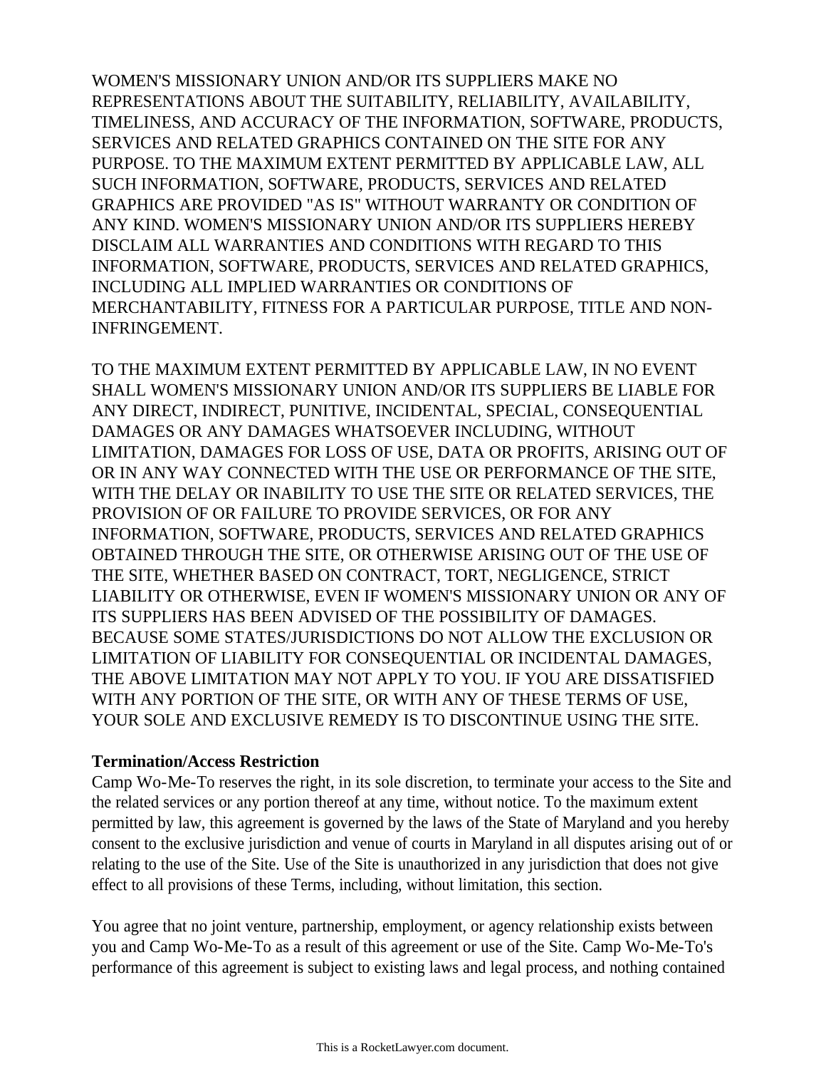WOMEN'S MISSIONARY UNION AND/OR ITS SUPPLIERS MAKE NO REPRESENTATIONS ABOUT THE SUITABILITY, RELIABILITY, AVAILABILITY, TIMELINESS, AND ACCURACY OF THE INFORMATION, SOFTWARE, PRODUCTS, SERVICES AND RELATED GRAPHICS CONTAINED ON THE SITE FOR ANY PURPOSE. TO THE MAXIMUM EXTENT PERMITTED BY APPLICABLE LAW, ALL SUCH INFORMATION, SOFTWARE, PRODUCTS, SERVICES AND RELATED GRAPHICS ARE PROVIDED "AS IS" WITHOUT WARRANTY OR CONDITION OF ANY KIND. WOMEN'S MISSIONARY UNION AND/OR ITS SUPPLIERS HEREBY DISCLAIM ALL WARRANTIES AND CONDITIONS WITH REGARD TO THIS INFORMATION, SOFTWARE, PRODUCTS, SERVICES AND RELATED GRAPHICS, INCLUDING ALL IMPLIED WARRANTIES OR CONDITIONS OF MERCHANTABILITY, FITNESS FOR A PARTICULAR PURPOSE, TITLE AND NON-INFRINGEMENT.

TO THE MAXIMUM EXTENT PERMITTED BY APPLICABLE LAW, IN NO EVENT SHALL WOMEN'S MISSIONARY UNION AND/OR ITS SUPPLIERS BE LIABLE FOR ANY DIRECT, INDIRECT, PUNITIVE, INCIDENTAL, SPECIAL, CONSEQUENTIAL DAMAGES OR ANY DAMAGES WHATSOEVER INCLUDING, WITHOUT LIMITATION, DAMAGES FOR LOSS OF USE, DATA OR PROFITS, ARISING OUT OF OR IN ANY WAY CONNECTED WITH THE USE OR PERFORMANCE OF THE SITE, WITH THE DELAY OR INABILITY TO USE THE SITE OR RELATED SERVICES, THE PROVISION OF OR FAILURE TO PROVIDE SERVICES, OR FOR ANY INFORMATION, SOFTWARE, PRODUCTS, SERVICES AND RELATED GRAPHICS OBTAINED THROUGH THE SITE, OR OTHERWISE ARISING OUT OF THE USE OF THE SITE, WHETHER BASED ON CONTRACT, TORT, NEGLIGENCE, STRICT LIABILITY OR OTHERWISE, EVEN IF WOMEN'S MISSIONARY UNION OR ANY OF ITS SUPPLIERS HAS BEEN ADVISED OF THE POSSIBILITY OF DAMAGES. BECAUSE SOME STATES/JURISDICTIONS DO NOT ALLOW THE EXCLUSION OR LIMITATION OF LIABILITY FOR CONSEQUENTIAL OR INCIDENTAL DAMAGES, THE ABOVE LIMITATION MAY NOT APPLY TO YOU. IF YOU ARE DISSATISFIED WITH ANY PORTION OF THE SITE, OR WITH ANY OF THESE TERMS OF USE, YOUR SOLE AND EXCLUSIVE REMEDY IS TO DISCONTINUE USING THE SITE.

**Termination/Access Restriction**
Camp Wo-Me-To reserves the right, in its sole discretion, to terminate your access to the Site and the related services or any portion thereof at any time, without notice. To the maximum extent permitted by law, this agreement is governed by the laws of the State of Maryland and you hereby consent to the exclusive jurisdiction and venue of courts in Maryland in all disputes arising out of or relating to the use of the Site. Use of the Site is unauthorized in any jurisdiction that does not give effect to all provisions of these Terms, including, without limitation, this section.

You agree that no joint venture, partnership, employment, or agency relationship exists between you and Camp Wo-Me-To as a result of this agreement or use of the Site. Camp Wo-Me-To's performance of this agreement is subject to existing laws and legal process, and nothing contained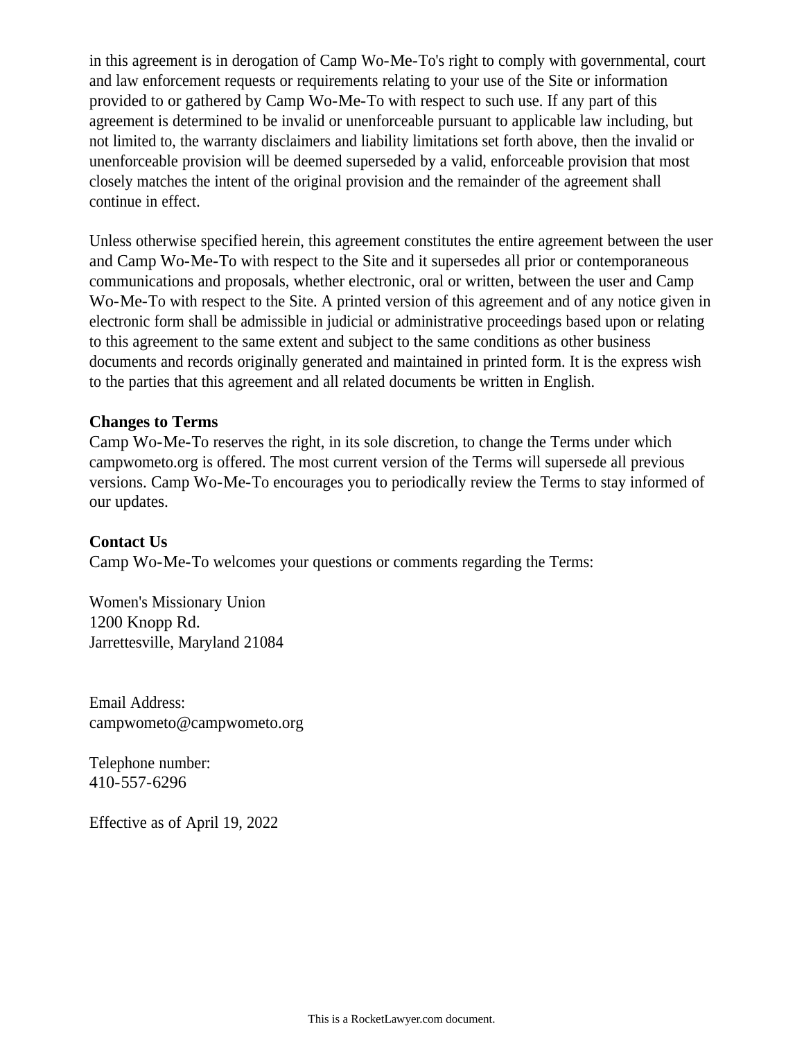in this agreement is in derogation of Camp Wo-Me-To's right to comply with governmental, court and law enforcement requests or requirements relating to your use of the Site or information provided to or gathered by Camp Wo-Me-To with respect to such use. If any part of this agreement is determined to be invalid or unenforceable pursuant to applicable law including, but not limited to, the warranty disclaimers and liability limitations set forth above, then the invalid or unenforceable provision will be deemed superseded by a valid, enforceable provision that most closely matches the intent of the original provision and the remainder of the agreement shall continue in effect.

Unless otherwise specified herein, this agreement constitutes the entire agreement between the user and Camp Wo-Me-To with respect to the Site and it supersedes all prior or contemporaneous communications and proposals, whether electronic, oral or written, between the user and Camp Wo-Me-To with respect to the Site. A printed version of this agreement and of any notice given in electronic form shall be admissible in judicial or administrative proceedings based upon or relating to this agreement to the same extent and subject to the same conditions as other business documents and records originally generated and maintained in printed form. It is the express wish to the parties that this agreement and all related documents be written in English.

**Changes to Terms**
Camp Wo-Me-To reserves the right, in its sole discretion, to change the Terms under which campwometo.org is offered. The most current version of the Terms will supersede all previous versions. Camp Wo-Me-To encourages you to periodically review the Terms to stay informed of our updates.

**Contact Us**
Camp Wo-Me-To welcomes your questions or comments regarding the Terms:

Women's Missionary Union
1200 Knopp Rd.
Jarrettesville, Maryland 21084

Email Address:
campwometo@campwometo.org

Telephone number:
410-557-6296

Effective as of April 19, 2022